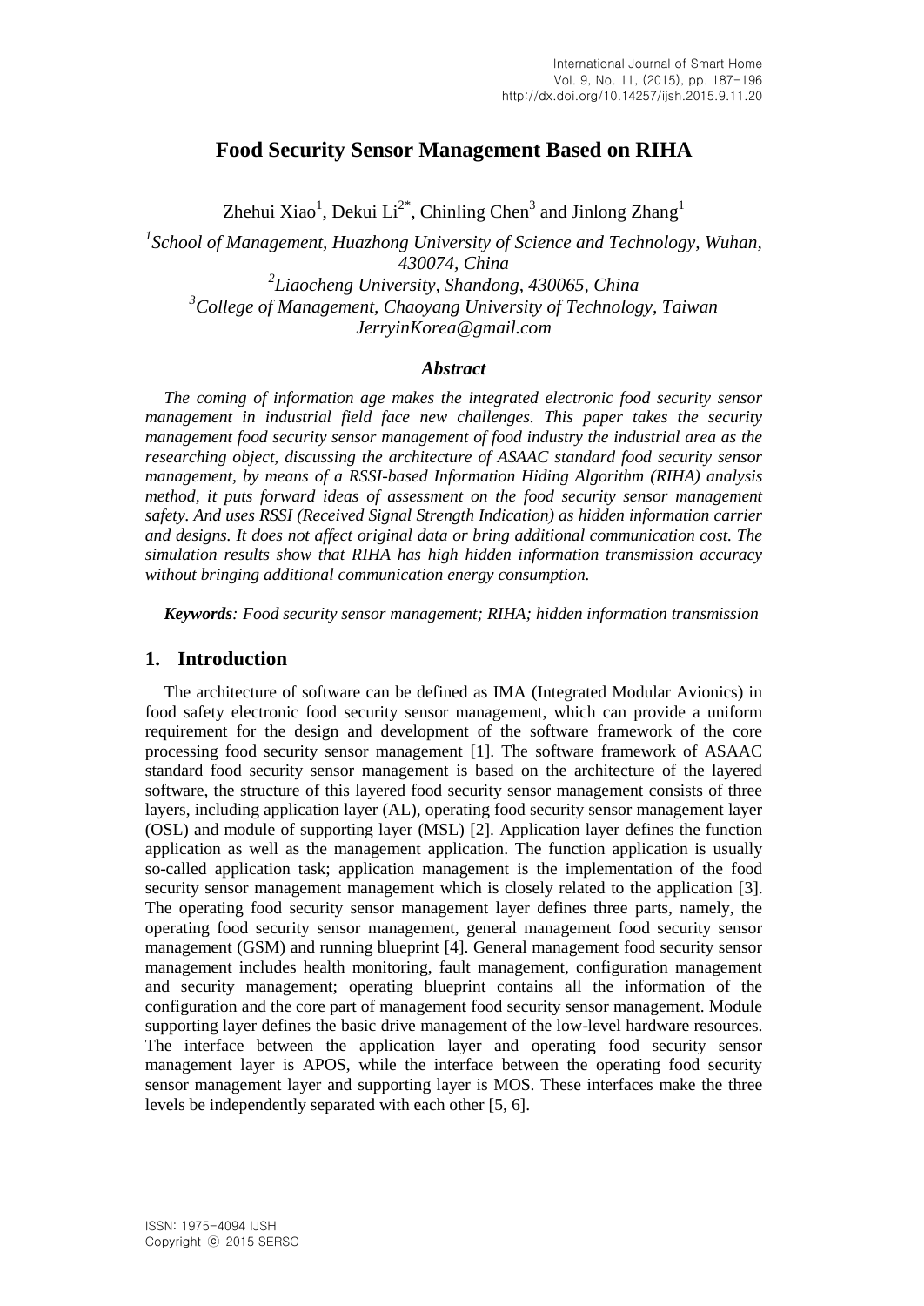# Food Security Sensor Management Based on RIHA

Zhehui Xiao[1], Dekui Li[2*], Chinling Chen[3] and Jinlong Zhang[1]

[1]*School of Management, Huazhong University of Science and Technology, Wuhan, 430074, China*
[2]*Liaocheng University, Shandong, 430065, China*
[3]*College of Management, Chaoyang University of Technology, Taiwan*
*JerryinKorea@gmail.com*

### *Abstract*

*The coming of information age makes the integrated electronic food security sensor management in industrial field face new challenges. This paper takes the security management food security sensor management of food industry the industrial area as the researching object, discussing the architecture of ASAAC standard food security sensor management, by means of a RSSI-based Information Hiding Algorithm (RIHA) analysis method, it puts forward ideas of assessment on the food security sensor management safety. And uses RSSI (Received Signal Strength Indication) as hidden information carrier and designs. It does not affect original data or bring additional communication cost. The simulation results show that RIHA has high hidden information transmission accuracy without bringing additional communication energy consumption.*

***Keywords**: Food security sensor management; RIHA; hidden information transmission*

## 1. Introduction

The architecture of software can be defined as IMA (Integrated Modular Avionics) in food safety electronic food security sensor management, which can provide a uniform requirement for the design and development of the software framework of the core processing food security sensor management [1]. The software framework of ASAAC standard food security sensor management is based on the architecture of the layered software, the structure of this layered food security sensor management consists of three layers, including application layer (AL), operating food security sensor management layer (OSL) and module of supporting layer (MSL) [2]. Application layer defines the function application as well as the management application. The function application is usually so-called application task; application management is the implementation of the food security sensor management management which is closely related to the application [3]. The operating food security sensor management layer defines three parts, namely, the operating food security sensor management, general management food security sensor management (GSM) and running blueprint [4]. General management food security sensor management includes health monitoring, fault management, configuration management and security management; operating blueprint contains all the information of the configuration and the core part of management food security sensor management. Module supporting layer defines the basic drive management of the low-level hardware resources. The interface between the application layer and operating food security sensor management layer is APOS, while the interface between the operating food security sensor management layer and supporting layer is MOS. These interfaces make the three levels be independently separated with each other [5, 6].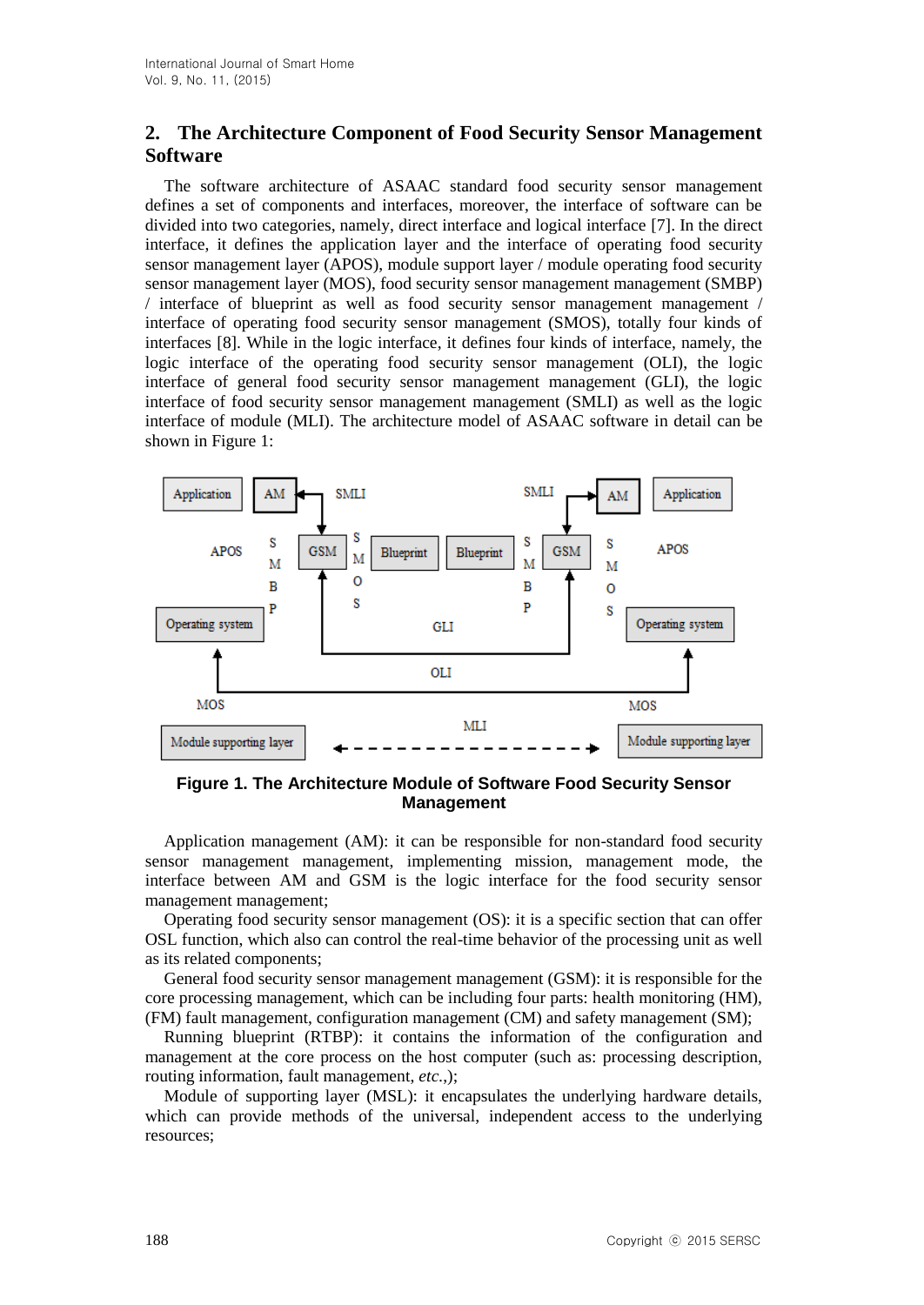## 2. The Architecture Component of Food Security Sensor Management Software

The software architecture of ASAAC standard food security sensor management defines a set of components and interfaces, moreover, the interface of software can be divided into two categories, namely, direct interface and logical interface [7]. In the direct interface, it defines the application layer and the interface of operating food security sensor management layer (APOS), module support layer / module operating food security sensor management layer (MOS), food security sensor management management (SMBP) / interface of blueprint as well as food security sensor management management / interface of operating food security sensor management (SMOS), totally four kinds of interfaces [8]. While in the logic interface, it defines four kinds of interface, namely, the logic interface of the operating food security sensor management (OLI), the logic interface of general food security sensor management management (GLI), the logic interface of food security sensor management management (SMLI) as well as the logic interface of module (MLI). The architecture model of ASAAC software in detail can be shown in Figure 1:

**Figure 1. The Architecture Module of Software Food Security Sensor Management**

Application management (AM): it can be responsible for non-standard food security sensor management management, implementing mission, management mode, the interface between AM and GSM is the logic interface for the food security sensor management management;

Operating food security sensor management (OS): it is a specific section that can offer OSL function, which also can control the real-time behavior of the processing unit as well as its related components;

General food security sensor management management (GSM): it is responsible for the core processing management, which can be including four parts: health monitoring (HM), (FM) fault management, configuration management (CM) and safety management (SM);

Running blueprint (RTBP): it contains the information of the configuration and management at the core process on the host computer (such as: processing description, routing information, fault management, *etc.*,);

Module of supporting layer (MSL): it encapsulates the underlying hardware details, which can provide methods of the universal, independent access to the underlying resources;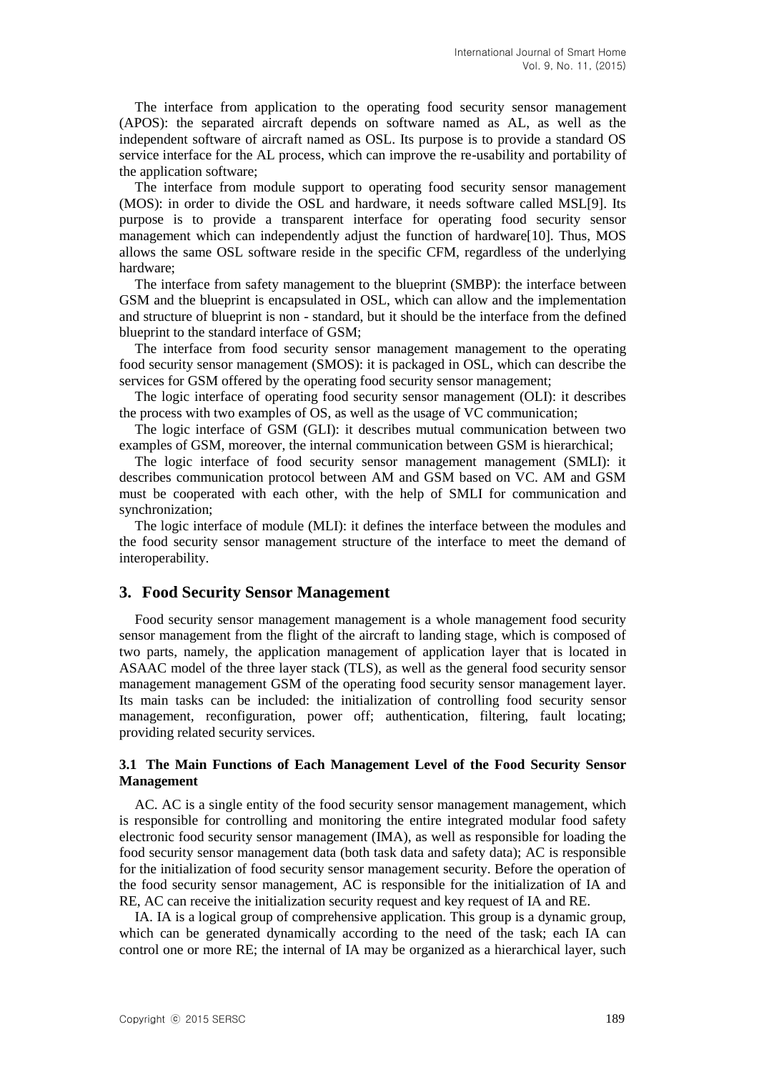The interface from application to the operating food security sensor management (APOS): the separated aircraft depends on software named as AL, as well as the independent software of aircraft named as OSL. Its purpose is to provide a standard OS service interface for the AL process, which can improve the re-usability and portability of the application software;

The interface from module support to operating food security sensor management (MOS): in order to divide the OSL and hardware, it needs software called MSL[9]. Its purpose is to provide a transparent interface for operating food security sensor management which can independently adjust the function of hardware[10]. Thus, MOS allows the same OSL software reside in the specific CFM, regardless of the underlying hardware;

The interface from safety management to the blueprint (SMBP): the interface between GSM and the blueprint is encapsulated in OSL, which can allow and the implementation and structure of blueprint is non - standard, but it should be the interface from the defined blueprint to the standard interface of GSM;

The interface from food security sensor management management to the operating food security sensor management (SMOS): it is packaged in OSL, which can describe the services for GSM offered by the operating food security sensor management;

The logic interface of operating food security sensor management (OLI): it describes the process with two examples of OS, as well as the usage of VC communication;

The logic interface of GSM (GLI): it describes mutual communication between two examples of GSM, moreover, the internal communication between GSM is hierarchical;

The logic interface of food security sensor management management (SMLI): it describes communication protocol between AM and GSM based on VC. AM and GSM must be cooperated with each other, with the help of SMLI for communication and synchronization;

The logic interface of module (MLI): it defines the interface between the modules and the food security sensor management structure of the interface to meet the demand of interoperability.

## 3. Food Security Sensor Management

Food security sensor management management is a whole management food security sensor management from the flight of the aircraft to landing stage, which is composed of two parts, namely, the application management of application layer that is located in ASAAC model of the three layer stack (TLS), as well as the general food security sensor management management GSM of the operating food security sensor management layer. Its main tasks can be included: the initialization of controlling food security sensor management, reconfiguration, power off; authentication, filtering, fault locating; providing related security services.

### 3.1 The Main Functions of Each Management Level of the Food Security Sensor Management

AC. AC is a single entity of the food security sensor management management, which is responsible for controlling and monitoring the entire integrated modular food safety electronic food security sensor management (IMA), as well as responsible for loading the food security sensor management data (both task data and safety data); AC is responsible for the initialization of food security sensor management security. Before the operation of the food security sensor management, AC is responsible for the initialization of IA and RE, AC can receive the initialization security request and key request of IA and RE.

IA. IA is a logical group of comprehensive application. This group is a dynamic group, which can be generated dynamically according to the need of the task; each IA can control one or more RE; the internal of IA may be organized as a hierarchical layer, such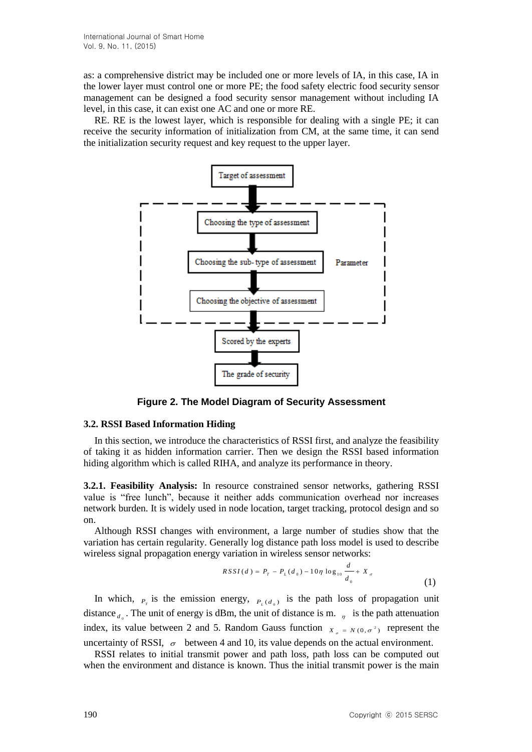as: a comprehensive district may be included one or more levels of IA, in this case, IA in the lower layer must control one or more PE; the food safety electric food security sensor management can be designed a food security sensor management without including IA level, in this case, it can exist one AC and one or more RE.

RE. RE is the lowest layer, which is responsible for dealing with a single PE; it can receive the security information of initialization from CM, at the same time, it can send the initialization security request and key request to the upper layer.

Target of assessment

Choosing the type of assessment

Choosing the sub-type of assessment

Choosing the objective of assessment

Parameter

Scored by the experts

The grade of security

**Figure 2. The Model Diagram of Security Assessment**

### 3.2. RSSI Based Information Hiding

In this section, we introduce the characteristics of RSSI first, and analyze the feasibility of taking it as hidden information carrier. Then we design the RSSI based information hiding algorithm which is called RIHA, and analyze its performance in theory.

**3.2.1. Feasibility Analysis:** In resource constrained sensor networks, gathering RSSI value is "free lunch", because it neither adds communication overhead nor increases network burden. It is widely used in node location, target tracking, protocol design and so on.

Although RSSI changes with environment, a large number of studies show that the variation has certain regularity. Generally log distance path loss model is used to describe wireless signal propagation energy variation in wireless sensor networks:

$$RSSI(d) = P_T - P_L(d_0) - 10\eta \log_{10} \frac{d}{d_0} + X_\sigma \tag{1}$$

In which, $P_T$ is the emission energy, $P_L(d_0)$ is the path loss of propagation unit distance $d_0$. The unit of energy is dBm, the unit of distance is m. $\eta$ is the path attenuation index, its value between 2 and 5. Random Gauss function $X_\sigma = N(0,\sigma^2)$ represent the uncertainty of RSSI, $\sigma$ between 4 and 10, its value depends on the actual environment.

RSSI relates to initial transmit power and path loss, path loss can be computed out when the environment and distance is known. Thus the initial transmit power is the main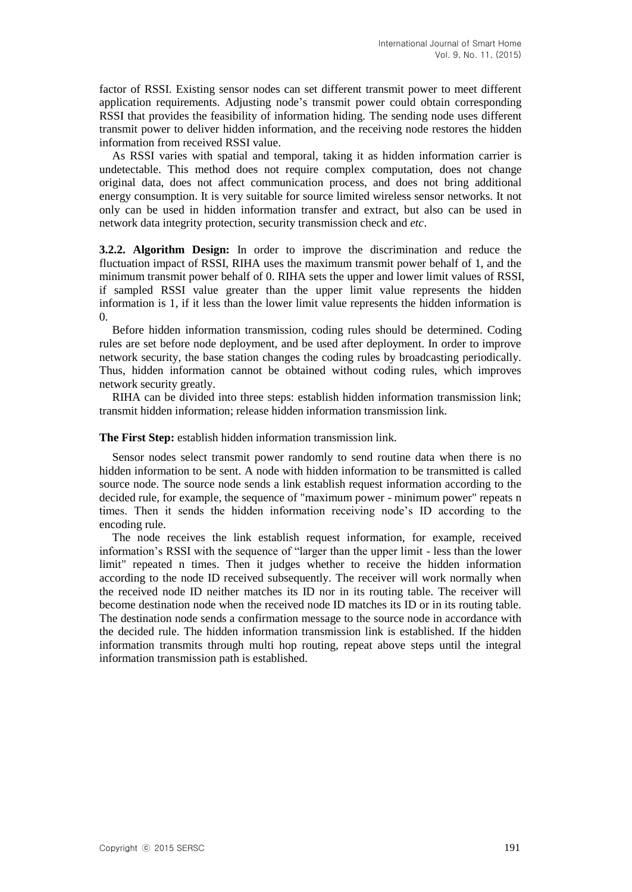factor of RSSI. Existing sensor nodes can set different transmit power to meet different application requirements. Adjusting node's transmit power could obtain corresponding RSSI that provides the feasibility of information hiding. The sending node uses different transmit power to deliver hidden information, and the receiving node restores the hidden information from received RSSI value.

As RSSI varies with spatial and temporal, taking it as hidden information carrier is undetectable. This method does not require complex computation, does not change original data, does not affect communication process, and does not bring additional energy consumption. It is very suitable for source limited wireless sensor networks. It not only can be used in hidden information transfer and extract, but also can be used in network data integrity protection, security transmission check and *etc*.

**3.2.2. Algorithm Design:** In order to improve the discrimination and reduce the fluctuation impact of RSSI, RIHA uses the maximum transmit power behalf of 1, and the minimum transmit power behalf of 0. RIHA sets the upper and lower limit values of RSSI, if sampled RSSI value greater than the upper limit value represents the hidden information is 1, if it less than the lower limit value represents the hidden information is 0.

Before hidden information transmission, coding rules should be determined. Coding rules are set before node deployment, and be used after deployment. In order to improve network security, the base station changes the coding rules by broadcasting periodically. Thus, hidden information cannot be obtained without coding rules, which improves network security greatly.

RIHA can be divided into three steps: establish hidden information transmission link; transmit hidden information; release hidden information transmission link.

**The First Step:** establish hidden information transmission link.

Sensor nodes select transmit power randomly to send routine data when there is no hidden information to be sent. A node with hidden information to be transmitted is called source node. The source node sends a link establish request information according to the decided rule, for example, the sequence of "maximum power - minimum power" repeats n times. Then it sends the hidden information receiving node's ID according to the encoding rule.

The node receives the link establish request information, for example, received information's RSSI with the sequence of "larger than the upper limit - less than the lower limit" repeated n times. Then it judges whether to receive the hidden information according to the node ID received subsequently. The receiver will work normally when the received node ID neither matches its ID nor in its routing table. The receiver will become destination node when the received node ID matches its ID or in its routing table. The destination node sends a confirmation message to the source node in accordance with the decided rule. The hidden information transmission link is established. If the hidden information transmits through multi hop routing, repeat above steps until the integral information transmission path is established.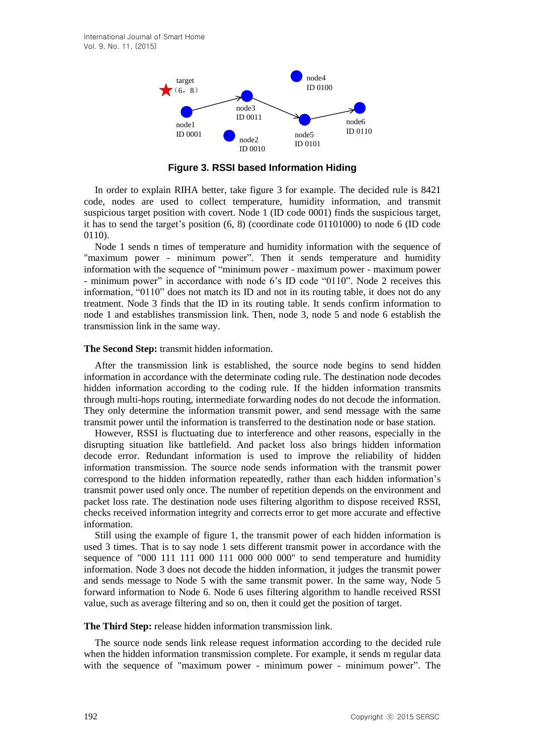target
（6，8）

node1
ID 0001

node2
ID 0010

node3
ID 0011

node4
ID 0100

node5
ID 0101

node6
ID 0110

**Figure 3. RSSI based Information Hiding**

In order to explain RIHA better, take figure 3 for example. The decided rule is 8421 code, nodes are used to collect temperature, humidity information, and transmit suspicious target position with covert. Node 1 (ID code 0001) finds the suspicious target, it has to send the target's position (6, 8) (coordinate code 01101000) to node 6 (ID code 0110).

Node 1 sends n times of temperature and humidity information with the sequence of "maximum power - minimum power". Then it sends temperature and humidity information with the sequence of "minimum power - maximum power - maximum power - minimum power" in accordance with node 6's ID code "0110". Node 2 receives this information, "0110" does not match its ID and not in its routing table, it does not do any treatment. Node 3 finds that the ID in its routing table. It sends confirm information to node 1 and establishes transmission link. Then, node 3, node 5 and node 6 establish the transmission link in the same way.

**The Second Step:** transmit hidden information.

After the transmission link is established, the source node begins to send hidden information in accordance with the determinate coding rule. The destination node decodes hidden information according to the coding rule. If the hidden information transmits through multi-hops routing, intermediate forwarding nodes do not decode the information. They only determine the information transmit power, and send message with the same transmit power until the information is transferred to the destination node or base station.

However, RSSI is fluctuating due to interference and other reasons, especially in the disrupting situation like battlefield. And packet loss also brings hidden information decode error. Redundant information is used to improve the reliability of hidden information transmission. The source node sends information with the transmit power correspond to the hidden information repeatedly, rather than each hidden information's transmit power used only once. The number of repetition depends on the environment and packet loss rate. The destination node uses filtering algorithm to dispose received RSSI, checks received information integrity and corrects error to get more accurate and effective information.

Still using the example of figure 1, the transmit power of each hidden information is used 3 times. That is to say node 1 sets different transmit power in accordance with the sequence of "000 111 111 000 111 000 000 000" to send temperature and humidity information. Node 3 does not decode the hidden information, it judges the transmit power and sends message to Node 5 with the same transmit power. In the same way, Node 5 forward information to Node 6. Node 6 uses filtering algorithm to handle received RSSI value, such as average filtering and so on, then it could get the position of target.

**The Third Step:** release hidden information transmission link.

The source node sends link release request information according to the decided rule when the hidden information transmission complete. For example, it sends m regular data with the sequence of "maximum power - minimum power - minimum power". The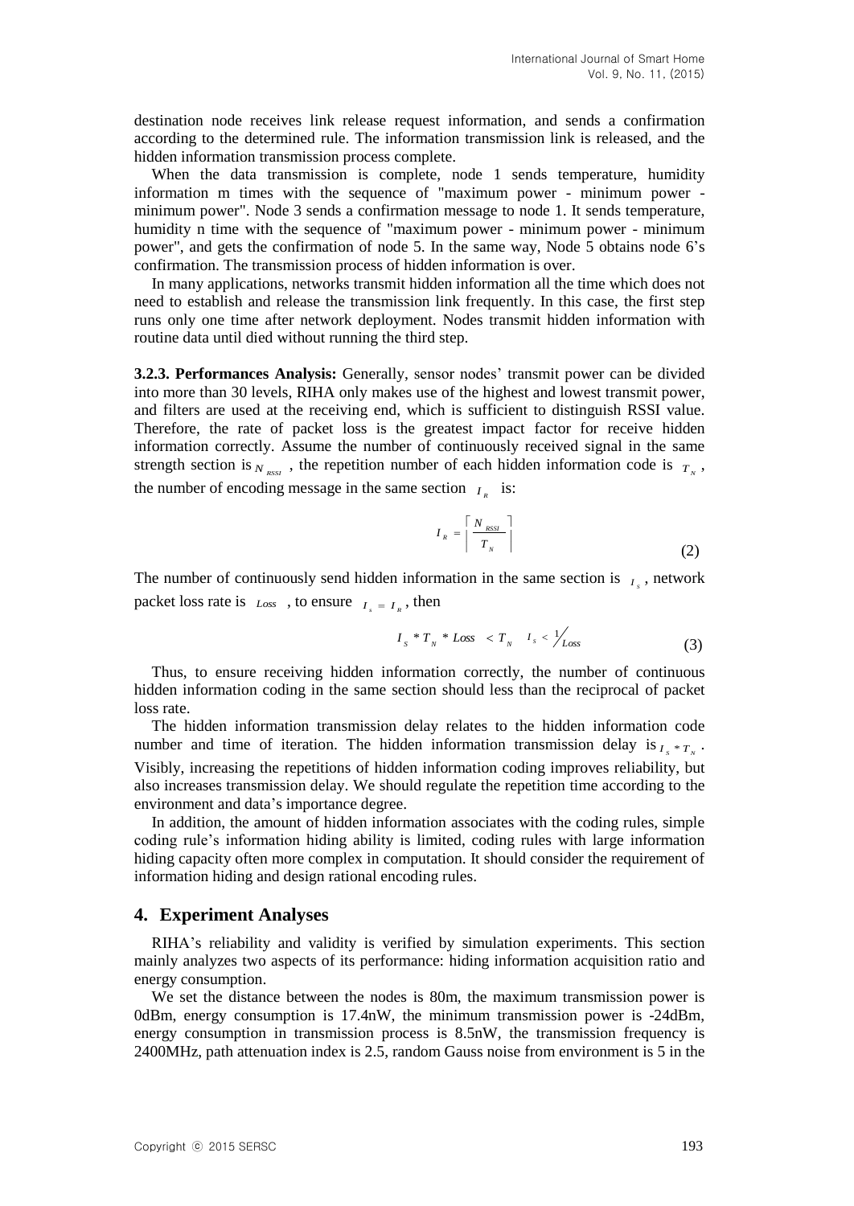destination node receives link release request information, and sends a confirmation according to the determined rule. The information transmission link is released, and the hidden information transmission process complete.

When the data transmission is complete, node 1 sends temperature, humidity information m times with the sequence of "maximum power - minimum power - minimum power". Node 3 sends a confirmation message to node 1. It sends temperature, humidity n time with the sequence of "maximum power - minimum power - minimum power", and gets the confirmation of node 5. In the same way, Node 5 obtains node 6's confirmation. The transmission process of hidden information is over.

In many applications, networks transmit hidden information all the time which does not need to establish and release the transmission link frequently. In this case, the first step runs only one time after network deployment. Nodes transmit hidden information with routine data until died without running the third step.

**3.2.3. Performances Analysis:** Generally, sensor nodes' transmit power can be divided into more than 30 levels, RIHA only makes use of the highest and lowest transmit power, and filters are used at the receiving end, which is sufficient to distinguish RSSI value. Therefore, the rate of packet loss is the greatest impact factor for receive hidden information correctly. Assume the number of continuously received signal in the same strength section is $N_{RSSI}$, the repetition number of each hidden information code is $T_N$, the number of encoding message in the same section $I_R$ is:

$$I_R = \left\lceil \frac{N_{RSSI}}{T_N} \right\rceil \tag{2}$$

The number of continuously send hidden information in the same section is $I_s$, network packet loss rate is $Loss$, to ensure $I_s = I_R$, then

$$I_S * T_N * Loss < T_N \quad I_S < 1/Loss \tag{3}$$

Thus, to ensure receiving hidden information correctly, the number of continuous hidden information coding in the same section should less than the reciprocal of packet loss rate.

The hidden information transmission delay relates to the hidden information code number and time of iteration. The hidden information transmission delay is $I_S * T_N$. Visibly, increasing the repetitions of hidden information coding improves reliability, but also increases transmission delay. We should regulate the repetition time according to the environment and data's importance degree.

In addition, the amount of hidden information associates with the coding rules, simple coding rule's information hiding ability is limited, coding rules with large information hiding capacity often more complex in computation. It should consider the requirement of information hiding and design rational encoding rules.

## 4. Experiment Analyses

RIHA's reliability and validity is verified by simulation experiments. This section mainly analyzes two aspects of its performance: hiding information acquisition ratio and energy consumption.

We set the distance between the nodes is 80m, the maximum transmission power is 0dBm, energy consumption is 17.4nW, the minimum transmission power is -24dBm, energy consumption in transmission process is 8.5nW, the transmission frequency is 2400MHz, path attenuation index is 2.5, random Gauss noise from environment is 5 in the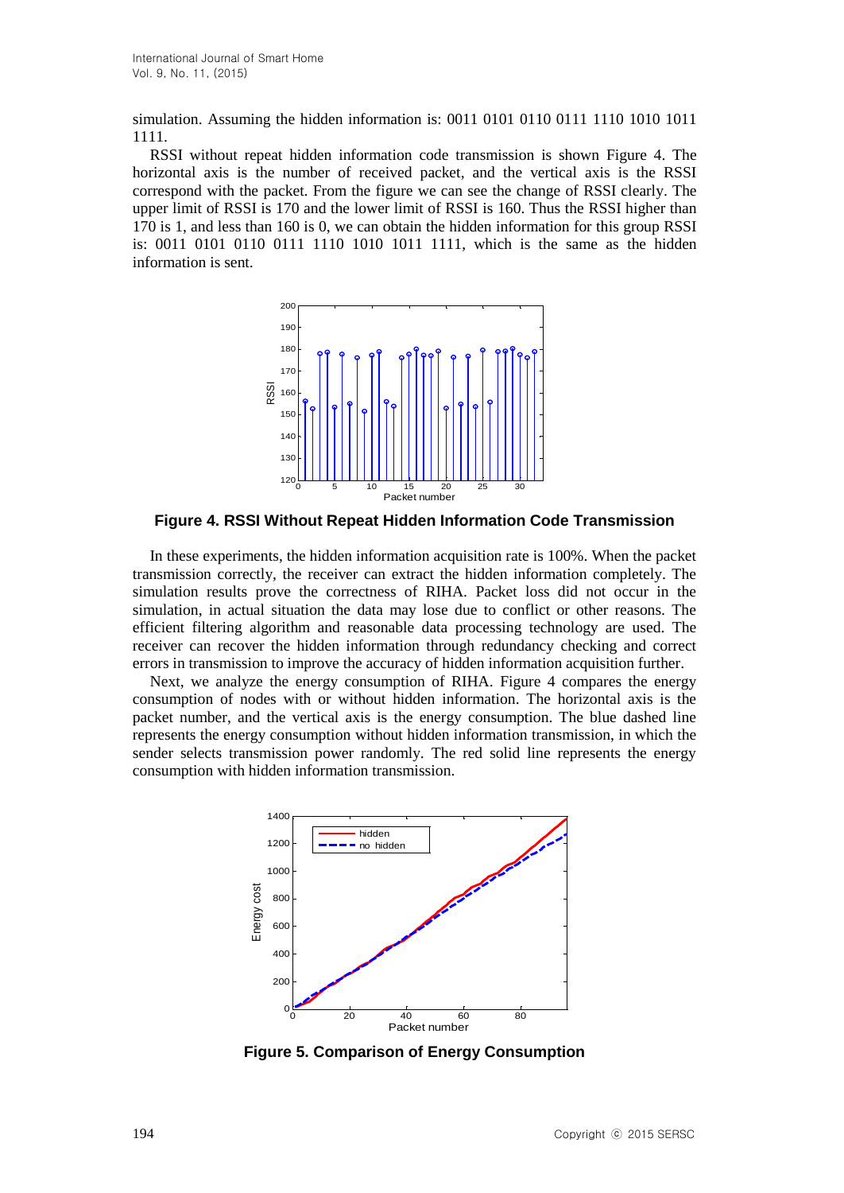simulation. Assuming the hidden information is: 0011 0101 0110 0111 1110 1010 1011 1111.

RSSI without repeat hidden information code transmission is shown Figure 4. The horizontal axis is the number of received packet, and the vertical axis is the RSSI correspond with the packet. From the figure we can see the change of RSSI clearly. The upper limit of RSSI is 170 and the lower limit of RSSI is 160. Thus the RSSI higher than 170 is 1, and less than 160 is 0, we can obtain the hidden information for this group RSSI is: 0011 0101 0110 0111 1110 1010 1011 1111, which is the same as the hidden information is sent.

**Figure 4. RSSI Without Repeat Hidden Information Code Transmission**

In these experiments, the hidden information acquisition rate is 100%. When the packet transmission correctly, the receiver can extract the hidden information completely. The simulation results prove the correctness of RIHA. Packet loss did not occur in the simulation, in actual situation the data may lose due to conflict or other reasons. The efficient filtering algorithm and reasonable data processing technology are used. The receiver can recover the hidden information through redundancy checking and correct errors in transmission to improve the accuracy of hidden information acquisition further.

Next, we analyze the energy consumption of RIHA. Figure 4 compares the energy consumption of nodes with or without hidden information. The horizontal axis is the packet number, and the vertical axis is the energy consumption. The blue dashed line represents the energy consumption without hidden information transmission, in which the sender selects transmission power randomly. The red solid line represents the energy consumption with hidden information transmission.

**Figure 5. Comparison of Energy Consumption**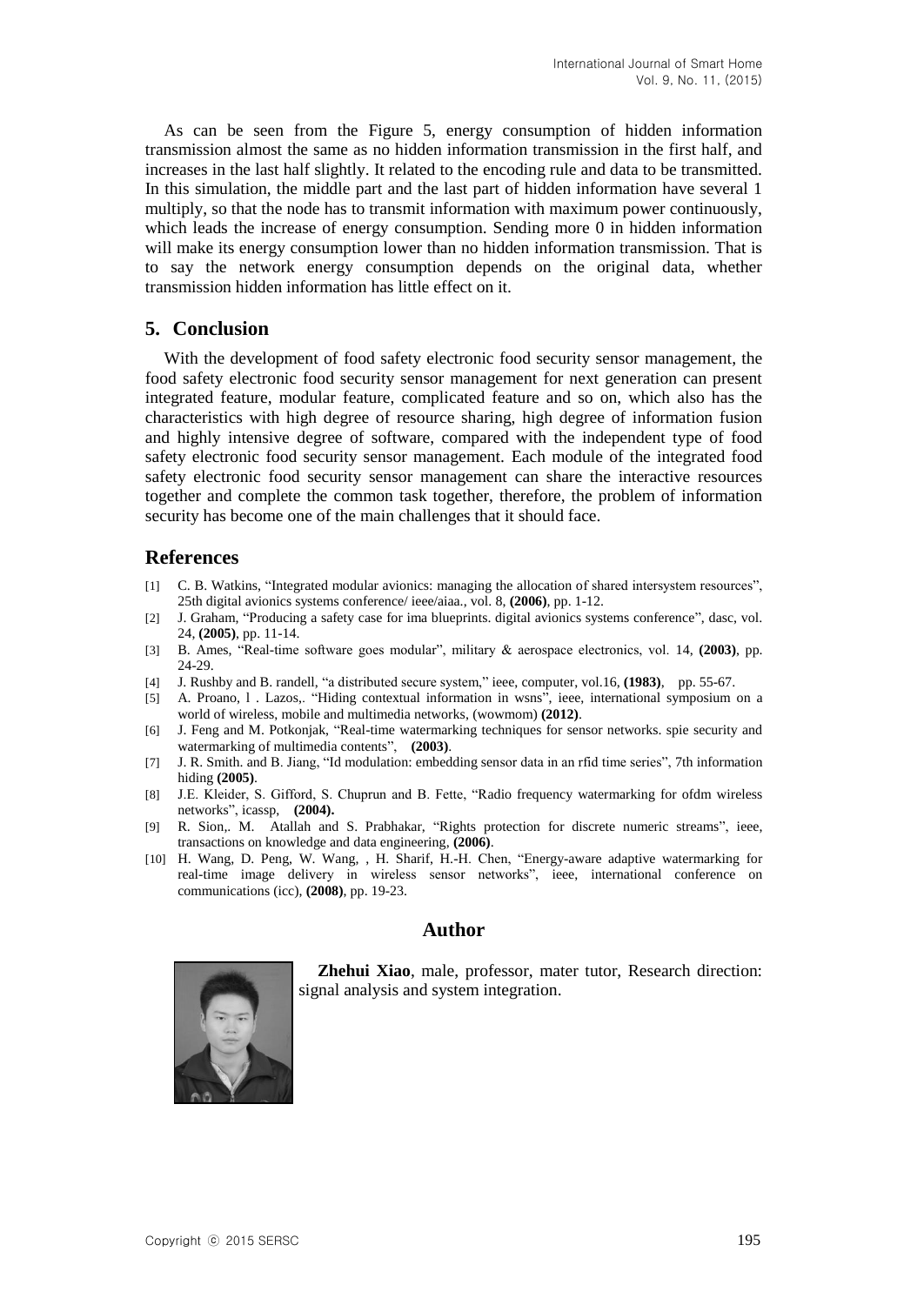As can be seen from the Figure 5, energy consumption of hidden information transmission almost the same as no hidden information transmission in the first half, and increases in the last half slightly. It related to the encoding rule and data to be transmitted. In this simulation, the middle part and the last part of hidden information have several 1 multiply, so that the node has to transmit information with maximum power continuously, which leads the increase of energy consumption. Sending more 0 in hidden information will make its energy consumption lower than no hidden information transmission. That is to say the network energy consumption depends on the original data, whether transmission hidden information has little effect on it.

## 5. Conclusion

With the development of food safety electronic food security sensor management, the food safety electronic food security sensor management for next generation can present integrated feature, modular feature, complicated feature and so on, which also has the characteristics with high degree of resource sharing, high degree of information fusion and highly intensive degree of software, compared with the independent type of food safety electronic food security sensor management. Each module of the integrated food safety electronic food security sensor management can share the interactive resources together and complete the common task together, therefore, the problem of information security has become one of the main challenges that it should face.

## References

[1] C. B. Watkins, "Integrated modular avionics: managing the allocation of shared intersystem resources", 25th digital avionics systems conference/ ieee/aiaa., vol. 8, **(2006)**, pp. 1-12.

[2] J. Graham, "Producing a safety case for ima blueprints. digital avionics systems conference", dasc, vol. 24, **(2005)**, pp. 11-14.

[3] B. Ames, "Real-time software goes modular", military & aerospace electronics, vol. 14, **(2003)**, pp. 24-29.

[4] J. Rushby and B. randell, "a distributed secure system," ieee, computer, vol.16, **(1983)**, pp. 55-67.

[5] A. Proano, l . Lazos,. "Hiding contextual information in wsns", ieee, international symposium on a world of wireless, mobile and multimedia networks, (wowmom) **(2012)**.

[6] J. Feng and M. Potkonjak, "Real-time watermarking techniques for sensor networks. spie security and watermarking of multimedia contents", **(2003)**.

[7] J. R. Smith. and B. Jiang, "Id modulation: embedding sensor data in an rfid time series", 7th information hiding **(2005)**.

[8] J.E. Kleider, S. Gifford, S. Chuprun and B. Fette, "Radio frequency watermarking for ofdm wireless networks", icassp, **(2004).**

[9] R. Sion,. M. Atallah and S. Prabhakar, "Rights protection for discrete numeric streams", ieee, transactions on knowledge and data engineering, **(2006)**.

[10] H. Wang, D. Peng, W. Wang, , H. Sharif, H.-H. Chen, "Energy-aware adaptive watermarking for real-time image delivery in wireless sensor networks", ieee, international conference on communications (icc), **(2008)**, pp. 19-23.

## Author

**Zhehui Xiao**, male, professor, mater tutor, Research direction: signal analysis and system integration.